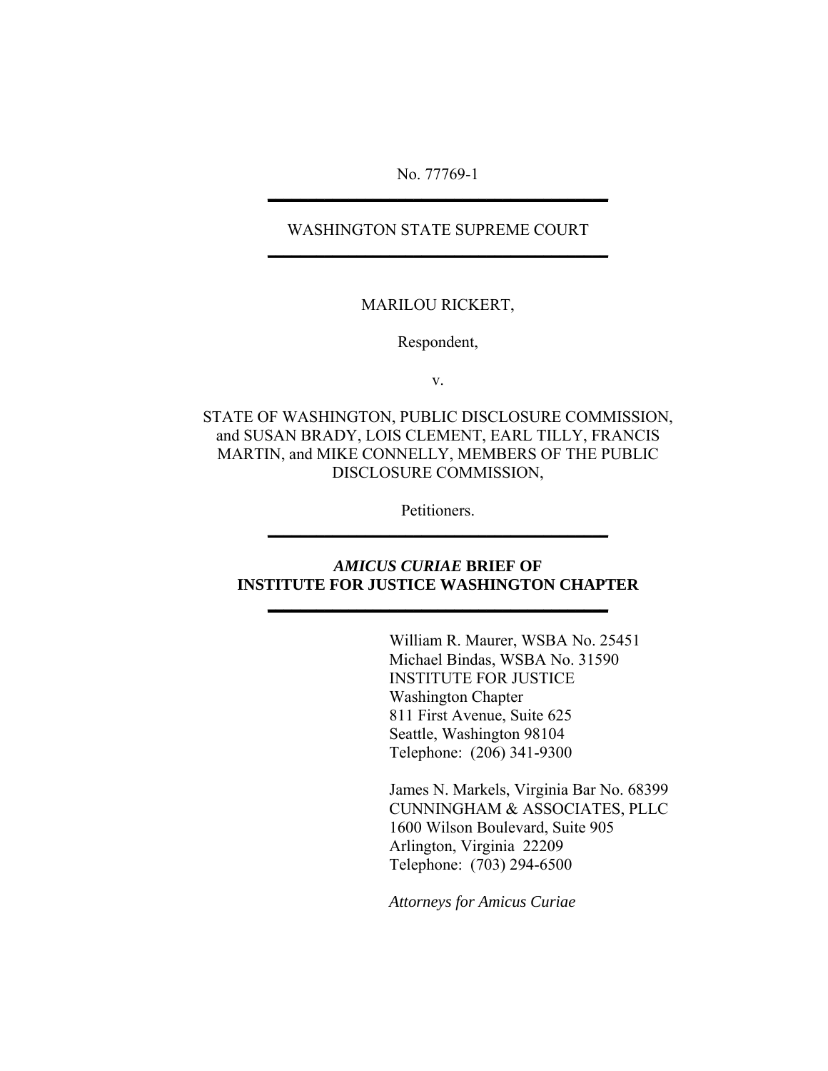No. 77769-1

---

WASHINGTON STATE SUPREME COURT

---

MARILOU RICKERT,

Respondent,

v.

STATE OF WASHINGTON, PUBLIC DISCLOSURE COMMISSION, and SUSAN BRADY, LOIS CLEMENT, EARL TILLY, FRANCIS MARTIN, and MIKE CONNELLY, MEMBERS OF THE PUBLIC DISCLOSURE COMMISSION,

Petitioners.

---

# ***AMICUS CURIAE*** **BRIEF OF INSTITUTE FOR JUSTICE WASHINGTON CHAPTER**

---

William R. Maurer, WSBA No. 25451
Michael Bindas, WSBA No. 31590
INSTITUTE FOR JUSTICE
Washington Chapter
811 First Avenue, Suite 625
Seattle, Washington 98104
Telephone: (206) 341-9300

James N. Markels, Virginia Bar No. 68399
CUNNINGHAM & ASSOCIATES, PLLC
1600 Wilson Boulevard, Suite 905
Arlington, Virginia 22209
Telephone: (703) 294-6500

*Attorneys for Amicus Curiae*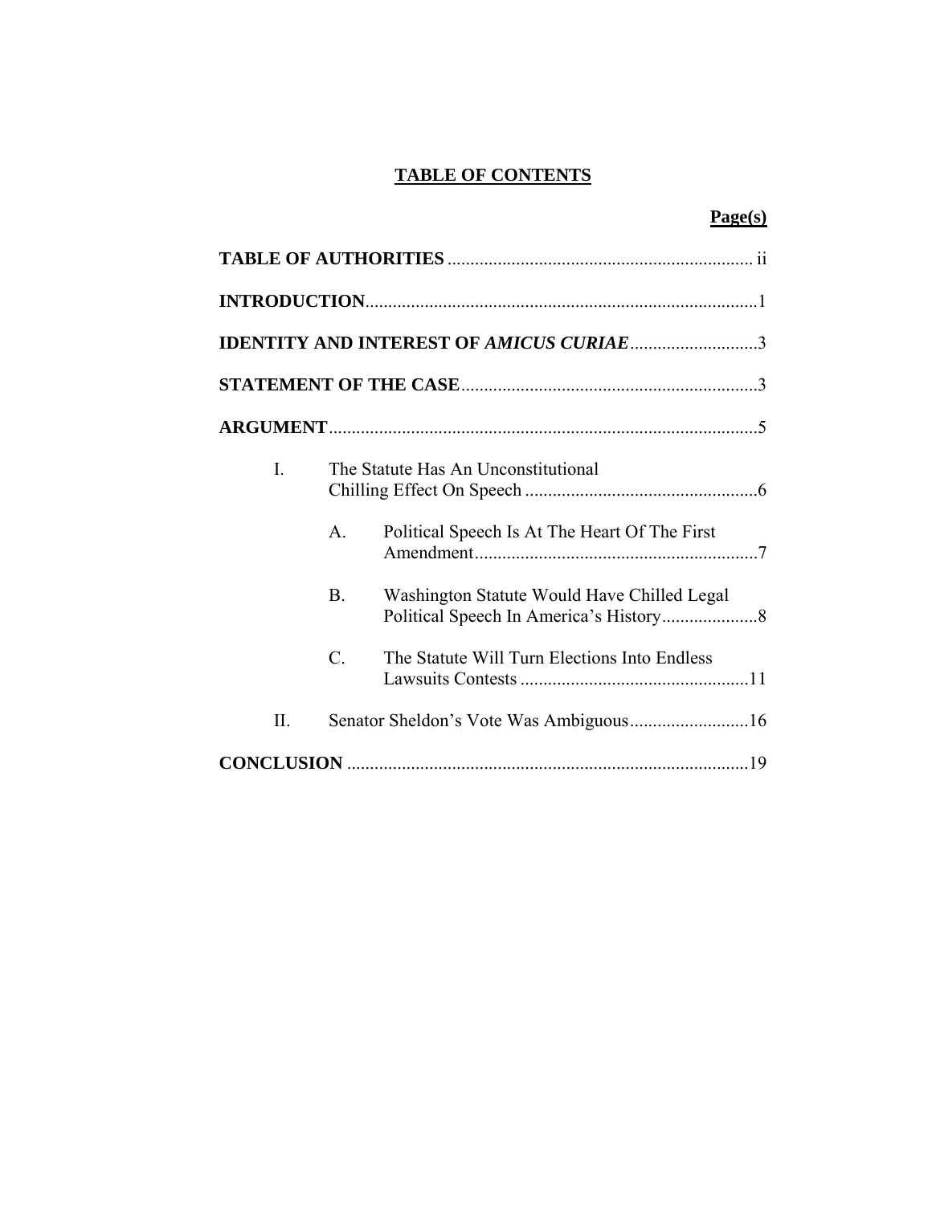# TABLE OF CONTENTS

**Page(s)**

**TABLE OF AUTHORITIES** .................................................................. ii

**INTRODUCTION** .................................................................................... 1

**IDENTITY AND INTEREST OF *AMICUS CURIAE*** ............................ 3

**STATEMENT OF THE CASE** ................................................................ 3

**ARGUMENT** ............................................................................................ 5

I. The Statute Has An Unconstitutional Chilling Effect On Speech ................................................... 6

   A. Political Speech Is At The Heart Of The First Amendment ............................................................. 7

   B. Washington Statute Would Have Chilled Legal Political Speech In America's History ..................... 8

   C. The Statute Will Turn Elections Into Endless Lawsuits Contests .................................................. 11

II. Senator Sheldon's Vote Was Ambiguous .......................... 16

**CONCLUSION** ...................................................................................... 19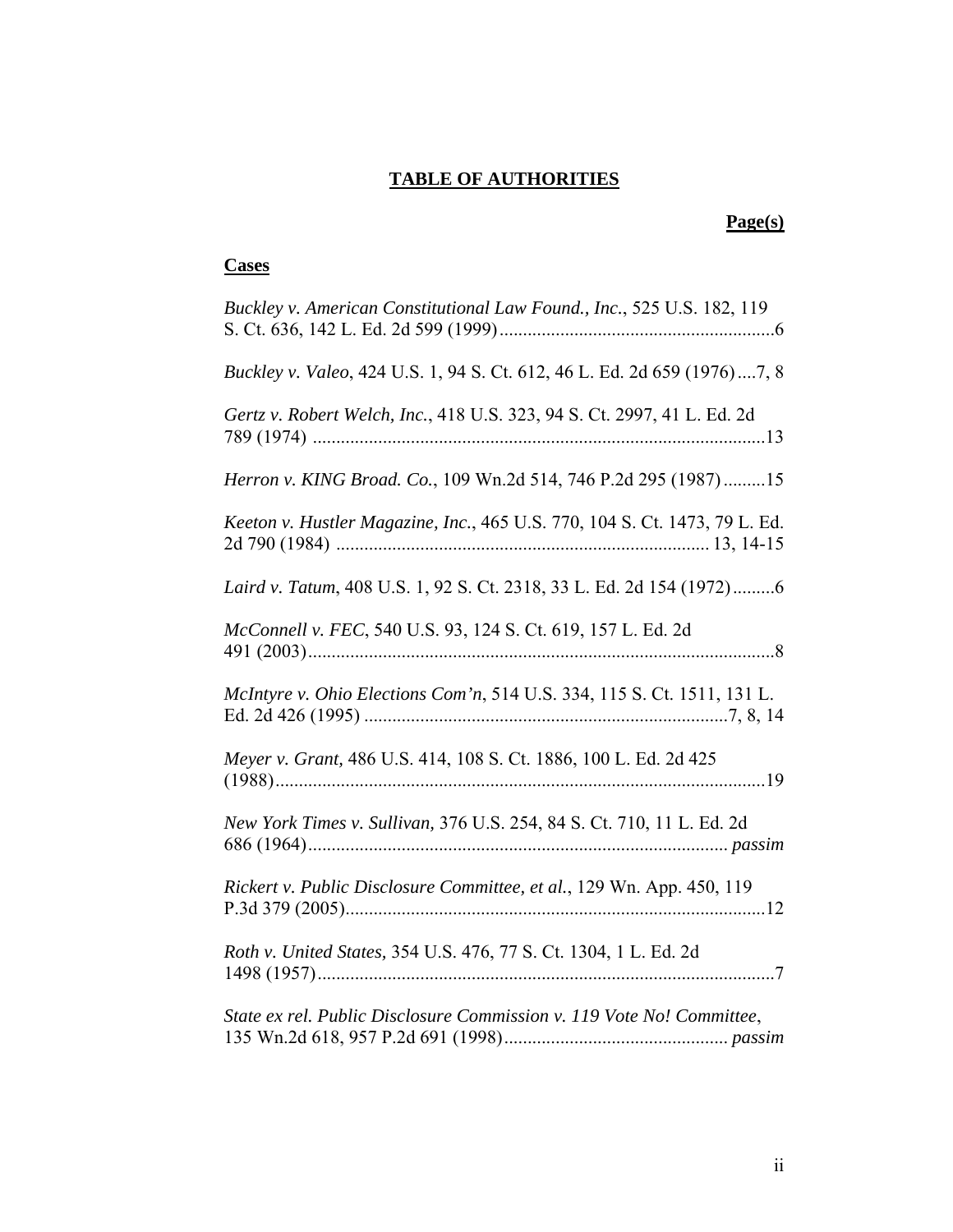# TABLE OF AUTHORITIES

**Page(s)**

## Cases

*Buckley v. American Constitutional Law Found., Inc.*, 525 U.S. 182, 119 S. Ct. 636, 142 L. Ed. 2d 599 (1999) ........................................................... 6

*Buckley v. Valeo*, 424 U.S. 1, 94 S. Ct. 612, 46 L. Ed. 2d 659 (1976) .... 7, 8

*Gertz v. Robert Welch, Inc.*, 418 U.S. 323, 94 S. Ct. 2997, 41 L. Ed. 2d 789 (1974) ................................................................................................. 13

*Herron v. KING Broad. Co.*, 109 Wn.2d 514, 746 P.2d 295 (1987) ......... 15

*Keeton v. Hustler Magazine, Inc.*, 465 U.S. 770, 104 S. Ct. 1473, 79 L. Ed. 2d 790 (1984) ............................................................................... 13, 14-15

*Laird v. Tatum*, 408 U.S. 1, 92 S. Ct. 2318, 33 L. Ed. 2d 154 (1972) ......... 6

*McConnell v. FEC*, 540 U.S. 93, 124 S. Ct. 619, 157 L. Ed. 2d 491 (2003) .................................................................................................... 8

*McIntyre v. Ohio Elections Com'n*, 514 U.S. 334, 115 S. Ct. 1511, 131 L. Ed. 2d 426 (1995) ............................................................................. 7, 8, 14

*Meyer v. Grant,* 486 U.S. 414, 108 S. Ct. 1886, 100 L. Ed. 2d 425 (1988) ......................................................................................................... 19

*New York Times v. Sullivan,* 376 U.S. 254, 84 S. Ct. 710, 11 L. Ed. 2d 686 (1964) .......................................................................................... *passim*

*Rickert v. Public Disclosure Committee, et al.*, 129 Wn. App. 450, 119 P.3d 379 (2005) .......................................................................................... 12

*Roth v. United States,* 354 U.S. 476, 77 S. Ct. 1304, 1 L. Ed. 2d 1498 (1957) .................................................................................................. 7

*State ex rel. Public Disclosure Commission v. 119 Vote No! Committee*, 135 Wn.2d 618, 957 P.2d 691 (1998) ................................................ *passim*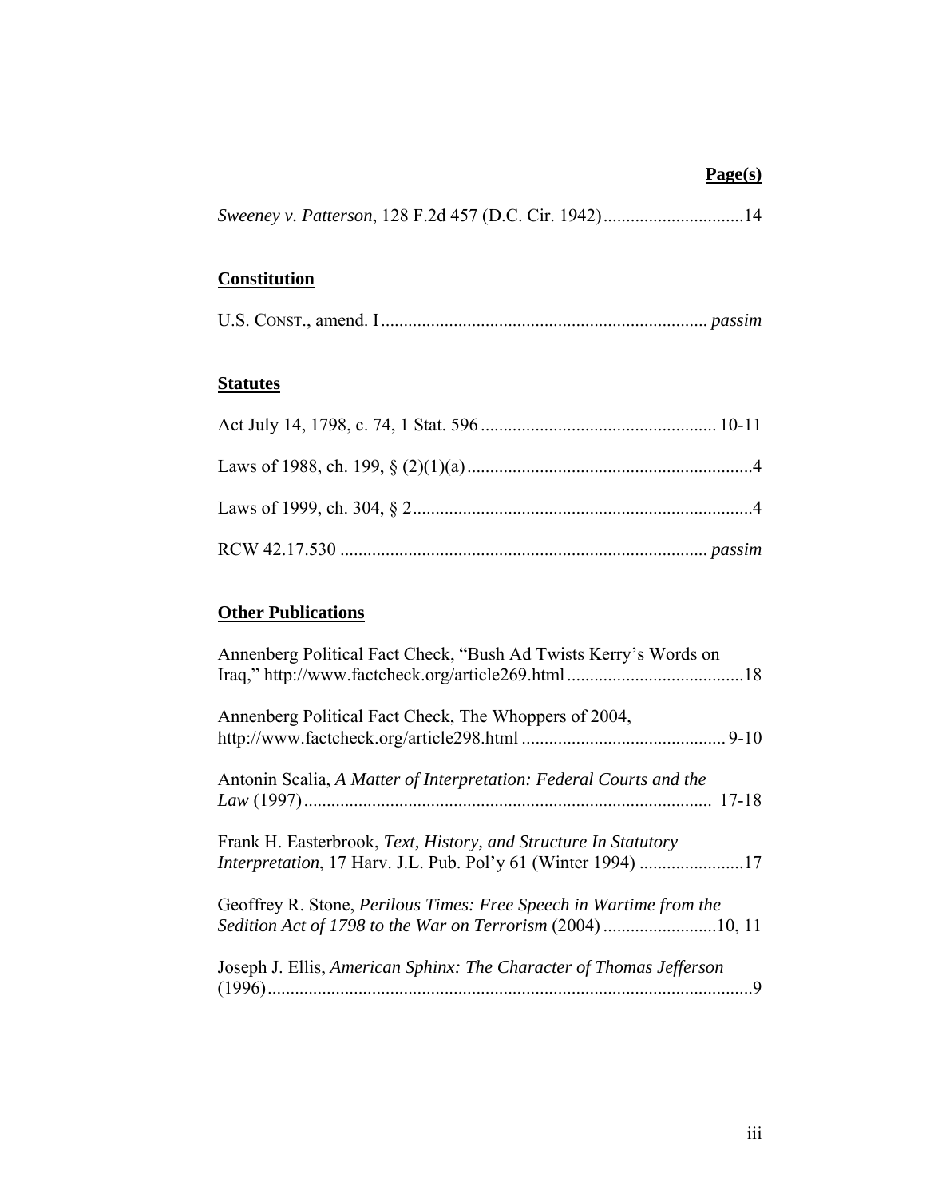**Page(s)**

*Sweeney v. Patterson*, 128 F.2d 457 (D.C. Cir. 1942) ............................... 14

**Constitution**

U.S. CONST., amend. I ........................................................................ *passim*

**Statutes**

Act July 14, 1798, c. 74, 1 Stat. 596 .................................................... 10-11

Laws of 1988, ch. 199, § (2)(1)(a) .............................................................. 4

Laws of 1999, ch. 304, § 2 .......................................................................... 4

RCW 42.17.530 ................................................................................ *passim*

**Other Publications**

Annenberg Political Fact Check, "Bush Ad Twists Kerry's Words on Iraq," http://www.factcheck.org/article269.html ....................................... 18

Annenberg Political Fact Check, The Whoppers of 2004, http://www.factcheck.org/article298.html ............................................. 9-10

Antonin Scalia, *A Matter of Interpretation: Federal Courts and the Law* (1997) .......................................................................................... 17-18

Frank H. Easterbrook, *Text, History, and Structure In Statutory Interpretation*, 17 Harv. J.L. Pub. Pol'y 61 (Winter 1994) ....................... 17

Geoffrey R. Stone, *Perilous Times: Free Speech in Wartime from the Sedition Act of 1798 to the War on Terrorism* (2004) ......................... 10, 11

Joseph J. Ellis, *American Sphinx: The Character of Thomas Jefferson* (1996) ........................................................................................................... 9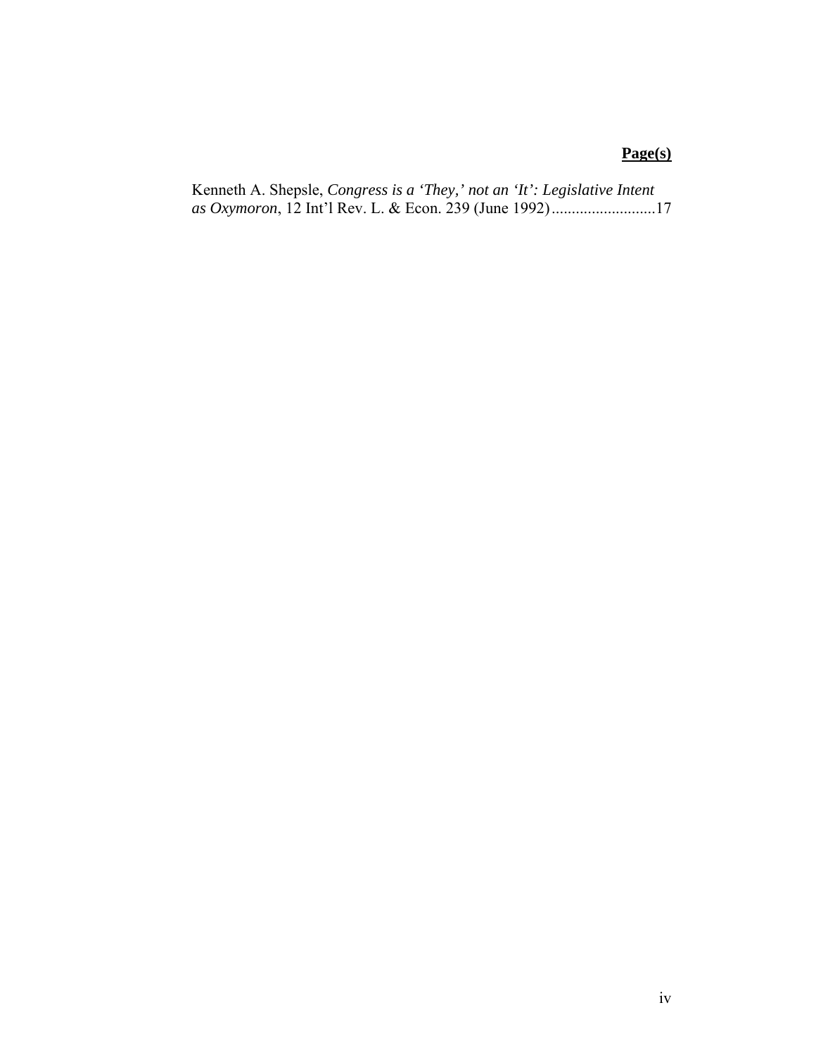**Page(s)**

Kenneth A. Shepsle, *Congress is a 'They,' not an 'It': Legislative Intent as Oxymoron*, 12 Int'l Rev. L. & Econ. 239 (June 1992)..........................17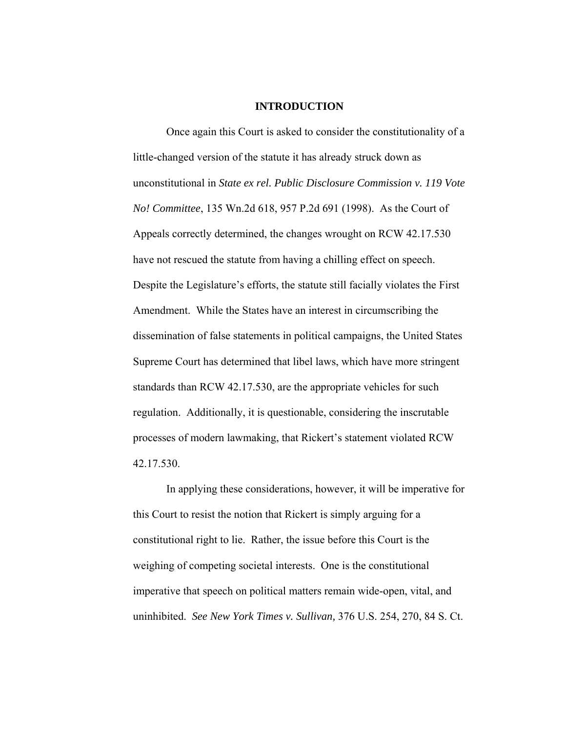# INTRODUCTION

Once again this Court is asked to consider the constitutionality of a little-changed version of the statute it has already struck down as unconstitutional in *State ex rel. Public Disclosure Commission v. 119 Vote No! Committee*, 135 Wn.2d 618, 957 P.2d 691 (1998). As the Court of Appeals correctly determined, the changes wrought on RCW 42.17.530 have not rescued the statute from having a chilling effect on speech. Despite the Legislature's efforts, the statute still facially violates the First Amendment. While the States have an interest in circumscribing the dissemination of false statements in political campaigns, the United States Supreme Court has determined that libel laws, which have more stringent standards than RCW 42.17.530, are the appropriate vehicles for such regulation. Additionally, it is questionable, considering the inscrutable processes of modern lawmaking, that Rickert's statement violated RCW 42.17.530.

In applying these considerations, however, it will be imperative for this Court to resist the notion that Rickert is simply arguing for a constitutional right to lie. Rather, the issue before this Court is the weighing of competing societal interests. One is the constitutional imperative that speech on political matters remain wide-open, vital, and uninhibited. *See New York Times v. Sullivan,* 376 U.S. 254, 270, 84 S. Ct.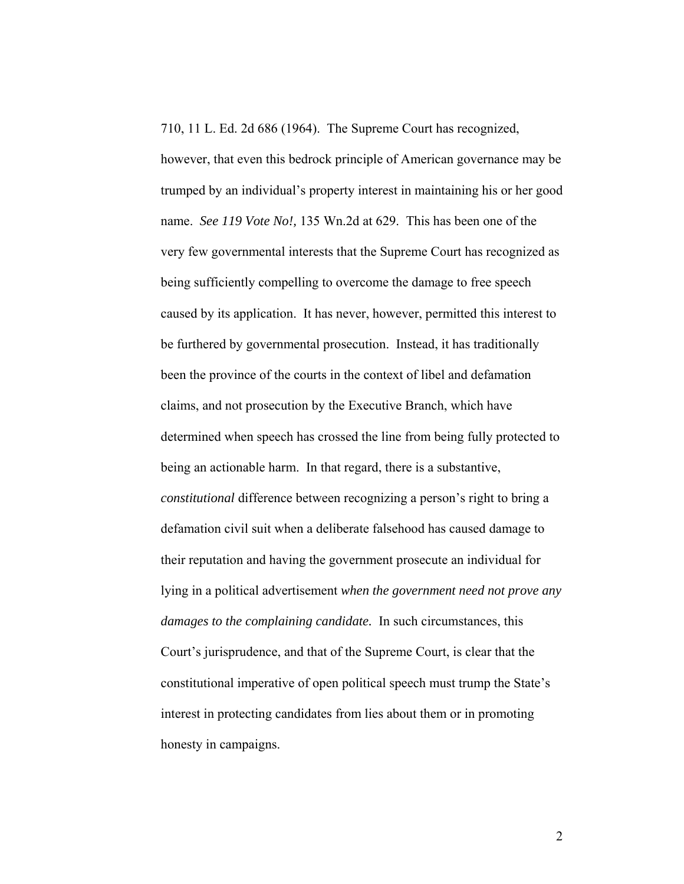710, 11 L. Ed. 2d 686 (1964). The Supreme Court has recognized, however, that even this bedrock principle of American governance may be trumped by an individual's property interest in maintaining his or her good name. *See 119 Vote No!,* 135 Wn.2d at 629. This has been one of the very few governmental interests that the Supreme Court has recognized as being sufficiently compelling to overcome the damage to free speech caused by its application. It has never, however, permitted this interest to be furthered by governmental prosecution. Instead, it has traditionally been the province of the courts in the context of libel and defamation claims, and not prosecution by the Executive Branch, which have determined when speech has crossed the line from being fully protected to being an actionable harm. In that regard, there is a substantive, *constitutional* difference between recognizing a person's right to bring a defamation civil suit when a deliberate falsehood has caused damage to their reputation and having the government prosecute an individual for lying in a political advertisement *when the government need not prove any damages to the complaining candidate.* In such circumstances, this Court's jurisprudence, and that of the Supreme Court, is clear that the constitutional imperative of open political speech must trump the State's interest in protecting candidates from lies about them or in promoting honesty in campaigns.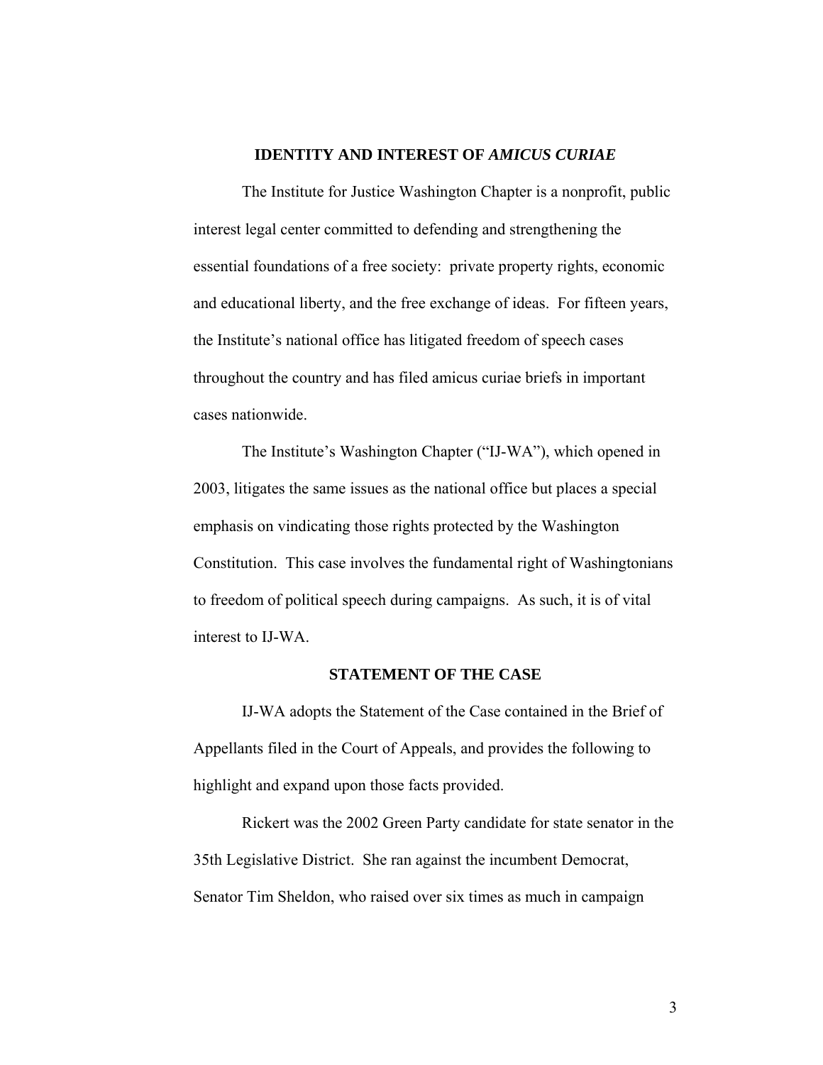## IDENTITY AND INTEREST OF *AMICUS CURIAE*

The Institute for Justice Washington Chapter is a nonprofit, public interest legal center committed to defending and strengthening the essential foundations of a free society: private property rights, economic and educational liberty, and the free exchange of ideas. For fifteen years, the Institute's national office has litigated freedom of speech cases throughout the country and has filed amicus curiae briefs in important cases nationwide.

The Institute's Washington Chapter ("IJ-WA"), which opened in 2003, litigates the same issues as the national office but places a special emphasis on vindicating those rights protected by the Washington Constitution. This case involves the fundamental right of Washingtonians to freedom of political speech during campaigns. As such, it is of vital interest to IJ-WA.

## STATEMENT OF THE CASE

IJ-WA adopts the Statement of the Case contained in the Brief of Appellants filed in the Court of Appeals, and provides the following to highlight and expand upon those facts provided.

Rickert was the 2002 Green Party candidate for state senator in the 35th Legislative District. She ran against the incumbent Democrat, Senator Tim Sheldon, who raised over six times as much in campaign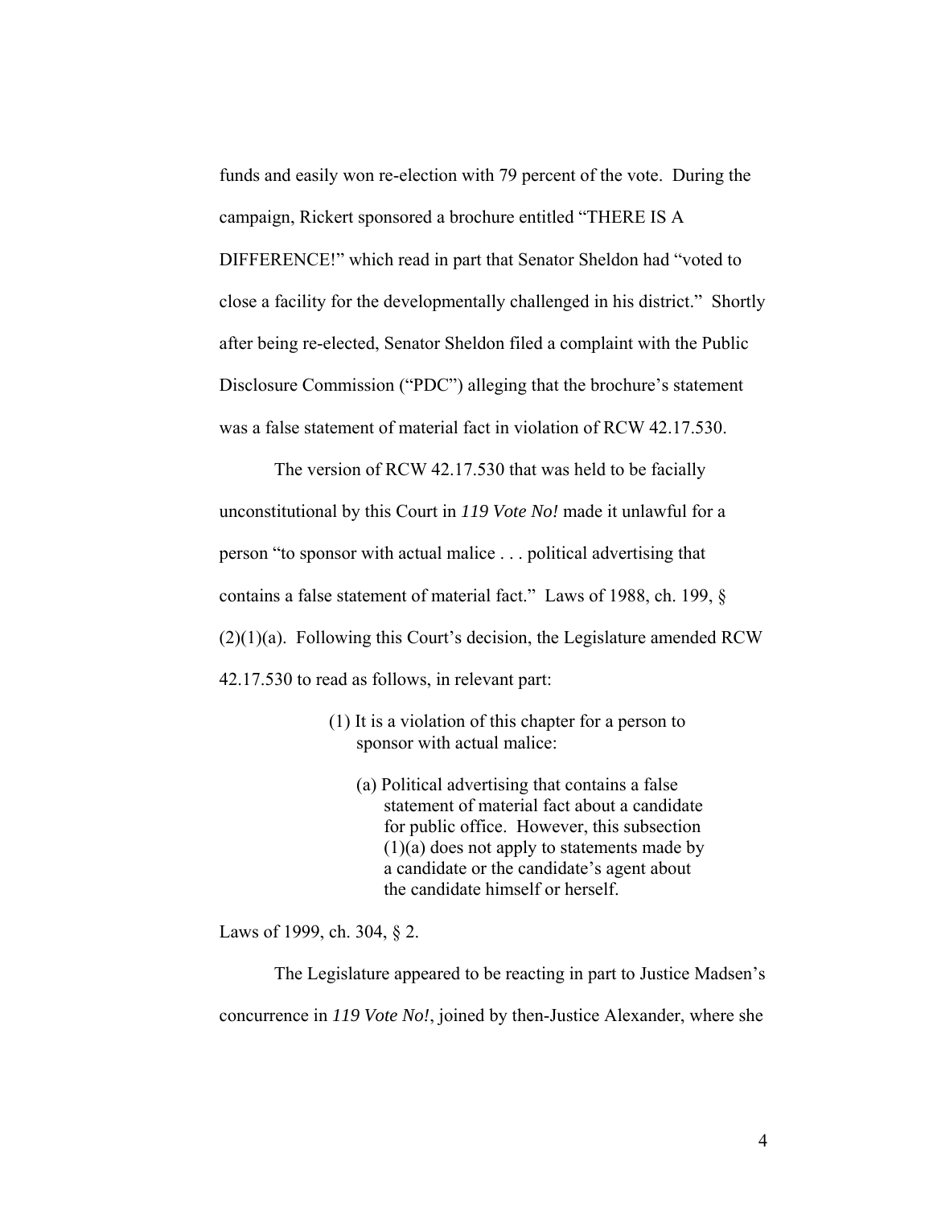funds and easily won re-election with 79 percent of the vote. During the campaign, Rickert sponsored a brochure entitled "THERE IS A DIFFERENCE!" which read in part that Senator Sheldon had "voted to close a facility for the developmentally challenged in his district." Shortly after being re-elected, Senator Sheldon filed a complaint with the Public Disclosure Commission ("PDC") alleging that the brochure's statement was a false statement of material fact in violation of RCW 42.17.530.

The version of RCW 42.17.530 that was held to be facially unconstitutional by this Court in *119 Vote No!* made it unlawful for a person "to sponsor with actual malice . . . political advertising that contains a false statement of material fact." Laws of 1988, ch. 199, § (2)(1)(a). Following this Court's decision, the Legislature amended RCW 42.17.530 to read as follows, in relevant part:

> (1) It is a violation of this chapter for a person to sponsor with actual malice:
>
> (a) Political advertising that contains a false statement of material fact about a candidate for public office. However, this subsection (1)(a) does not apply to statements made by a candidate or the candidate's agent about the candidate himself or herself.

Laws of 1999, ch. 304, § 2.

The Legislature appeared to be reacting in part to Justice Madsen's concurrence in *119 Vote No!*, joined by then-Justice Alexander, where she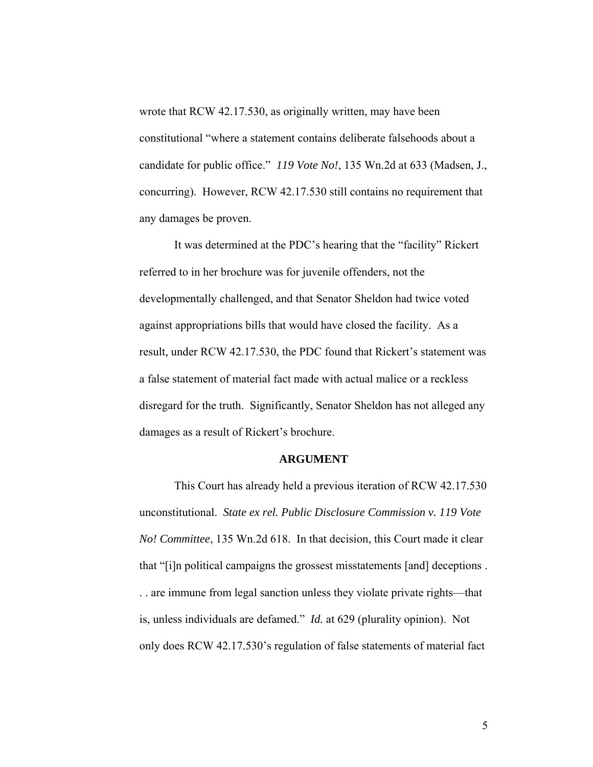wrote that RCW 42.17.530, as originally written, may have been constitutional "where a statement contains deliberate falsehoods about a candidate for public office." *119 Vote No!*, 135 Wn.2d at 633 (Madsen, J., concurring). However, RCW 42.17.530 still contains no requirement that any damages be proven.

It was determined at the PDC's hearing that the "facility" Rickert referred to in her brochure was for juvenile offenders, not the developmentally challenged, and that Senator Sheldon had twice voted against appropriations bills that would have closed the facility. As a result, under RCW 42.17.530, the PDC found that Rickert's statement was a false statement of material fact made with actual malice or a reckless disregard for the truth. Significantly, Senator Sheldon has not alleged any damages as a result of Rickert's brochure.

## ARGUMENT

This Court has already held a previous iteration of RCW 42.17.530 unconstitutional. *State ex rel. Public Disclosure Commission v. 119 Vote No! Committee*, 135 Wn.2d 618. In that decision, this Court made it clear that "[i]n political campaigns the grossest misstatements [and] deceptions . . . are immune from legal sanction unless they violate private rights—that is, unless individuals are defamed." *Id.* at 629 (plurality opinion). Not only does RCW 42.17.530's regulation of false statements of material fact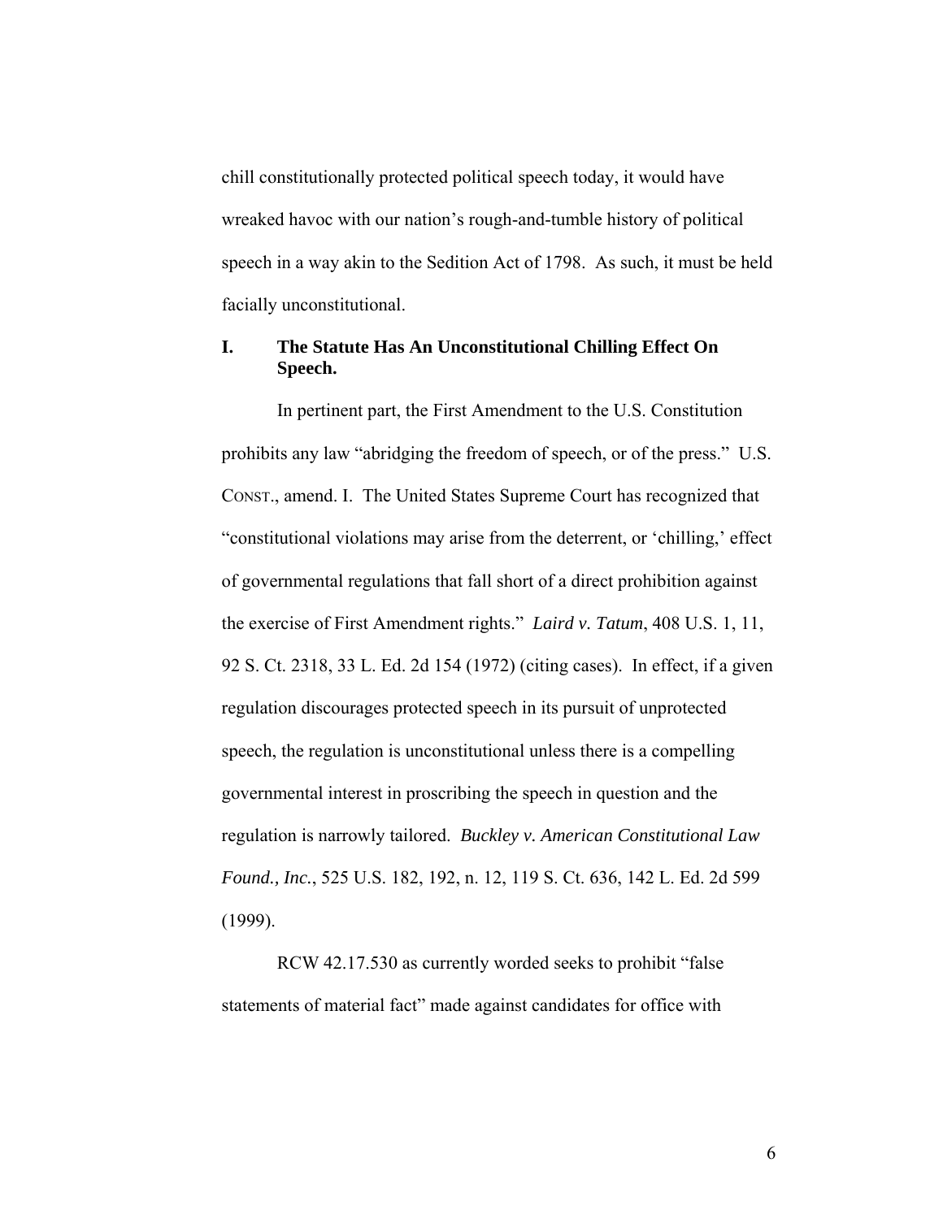chill constitutionally protected political speech today, it would have wreaked havoc with our nation's rough-and-tumble history of political speech in a way akin to the Sedition Act of 1798. As such, it must be held facially unconstitutional.

## I. The Statute Has An Unconstitutional Chilling Effect On Speech.

In pertinent part, the First Amendment to the U.S. Constitution prohibits any law "abridging the freedom of speech, or of the press." U.S. CONST., amend. I. The United States Supreme Court has recognized that "constitutional violations may arise from the deterrent, or 'chilling,' effect of governmental regulations that fall short of a direct prohibition against the exercise of First Amendment rights." *Laird v. Tatum*, 408 U.S. 1, 11, 92 S. Ct. 2318, 33 L. Ed. 2d 154 (1972) (citing cases). In effect, if a given regulation discourages protected speech in its pursuit of unprotected speech, the regulation is unconstitutional unless there is a compelling governmental interest in proscribing the speech in question and the regulation is narrowly tailored. *Buckley v. American Constitutional Law Found., Inc.*, 525 U.S. 182, 192, n. 12, 119 S. Ct. 636, 142 L. Ed. 2d 599 (1999).

RCW 42.17.530 as currently worded seeks to prohibit "false statements of material fact" made against candidates for office with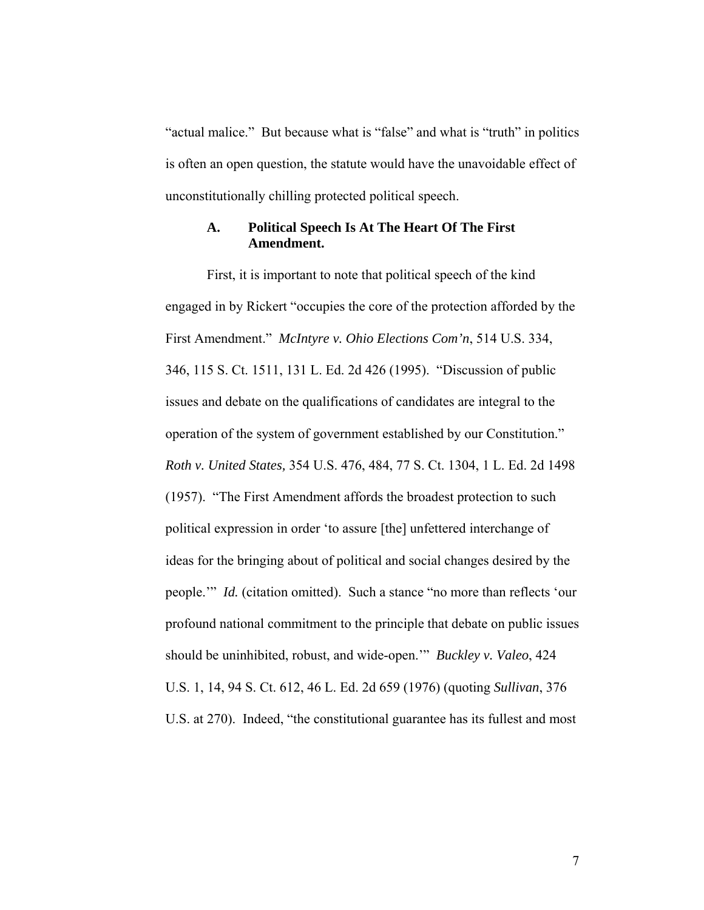"actual malice." But because what is "false" and what is "truth" in politics is often an open question, the statute would have the unavoidable effect of unconstitutionally chilling protected political speech.

### A. Political Speech Is At The Heart Of The First Amendment.

First, it is important to note that political speech of the kind engaged in by Rickert "occupies the core of the protection afforded by the First Amendment." *McIntyre v. Ohio Elections Com'n*, 514 U.S. 334, 346, 115 S. Ct. 1511, 131 L. Ed. 2d 426 (1995). "Discussion of public issues and debate on the qualifications of candidates are integral to the operation of the system of government established by our Constitution." *Roth v. United States,* 354 U.S. 476, 484, 77 S. Ct. 1304, 1 L. Ed. 2d 1498 (1957). "The First Amendment affords the broadest protection to such political expression in order 'to assure [the] unfettered interchange of ideas for the bringing about of political and social changes desired by the people.'" *Id.* (citation omitted). Such a stance "no more than reflects 'our profound national commitment to the principle that debate on public issues should be uninhibited, robust, and wide-open.'" *Buckley v. Valeo*, 424 U.S. 1, 14, 94 S. Ct. 612, 46 L. Ed. 2d 659 (1976) (quoting *Sullivan*, 376 U.S. at 270). Indeed, "the constitutional guarantee has its fullest and most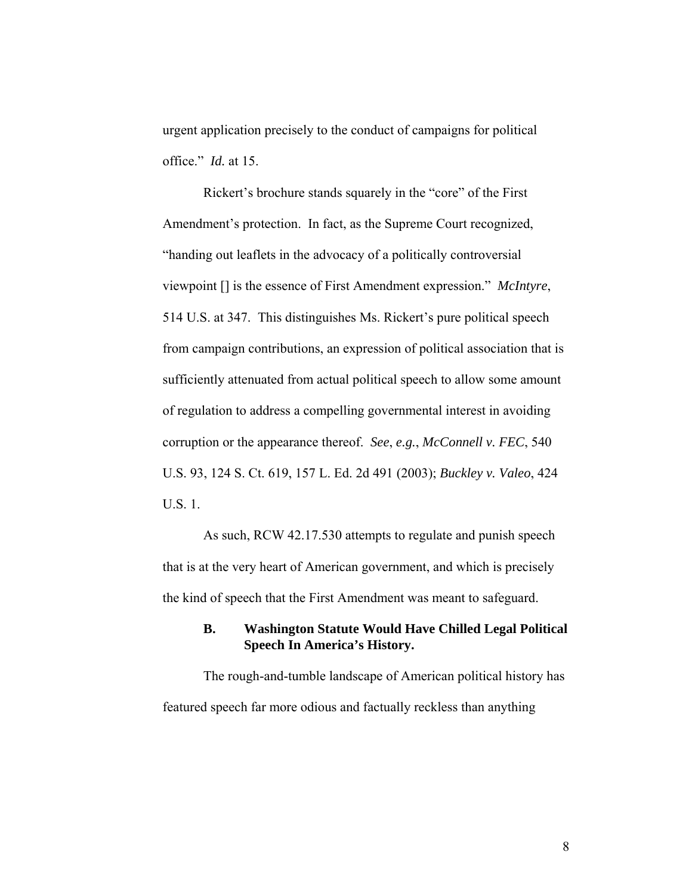urgent application precisely to the conduct of campaigns for political office." *Id.* at 15.

Rickert's brochure stands squarely in the "core" of the First Amendment's protection. In fact, as the Supreme Court recognized, "handing out leaflets in the advocacy of a politically controversial viewpoint [] is the essence of First Amendment expression." *McIntyre*, 514 U.S. at 347. This distinguishes Ms. Rickert's pure political speech from campaign contributions, an expression of political association that is sufficiently attenuated from actual political speech to allow some amount of regulation to address a compelling governmental interest in avoiding corruption or the appearance thereof. *See*, *e.g.*, *McConnell v. FEC*, 540 U.S. 93, 124 S. Ct. 619, 157 L. Ed. 2d 491 (2003); *Buckley v. Valeo*, 424 U.S. 1.

As such, RCW 42.17.530 attempts to regulate and punish speech that is at the very heart of American government, and which is precisely the kind of speech that the First Amendment was meant to safeguard.

### B. Washington Statute Would Have Chilled Legal Political Speech In America's History.

The rough-and-tumble landscape of American political history has featured speech far more odious and factually reckless than anything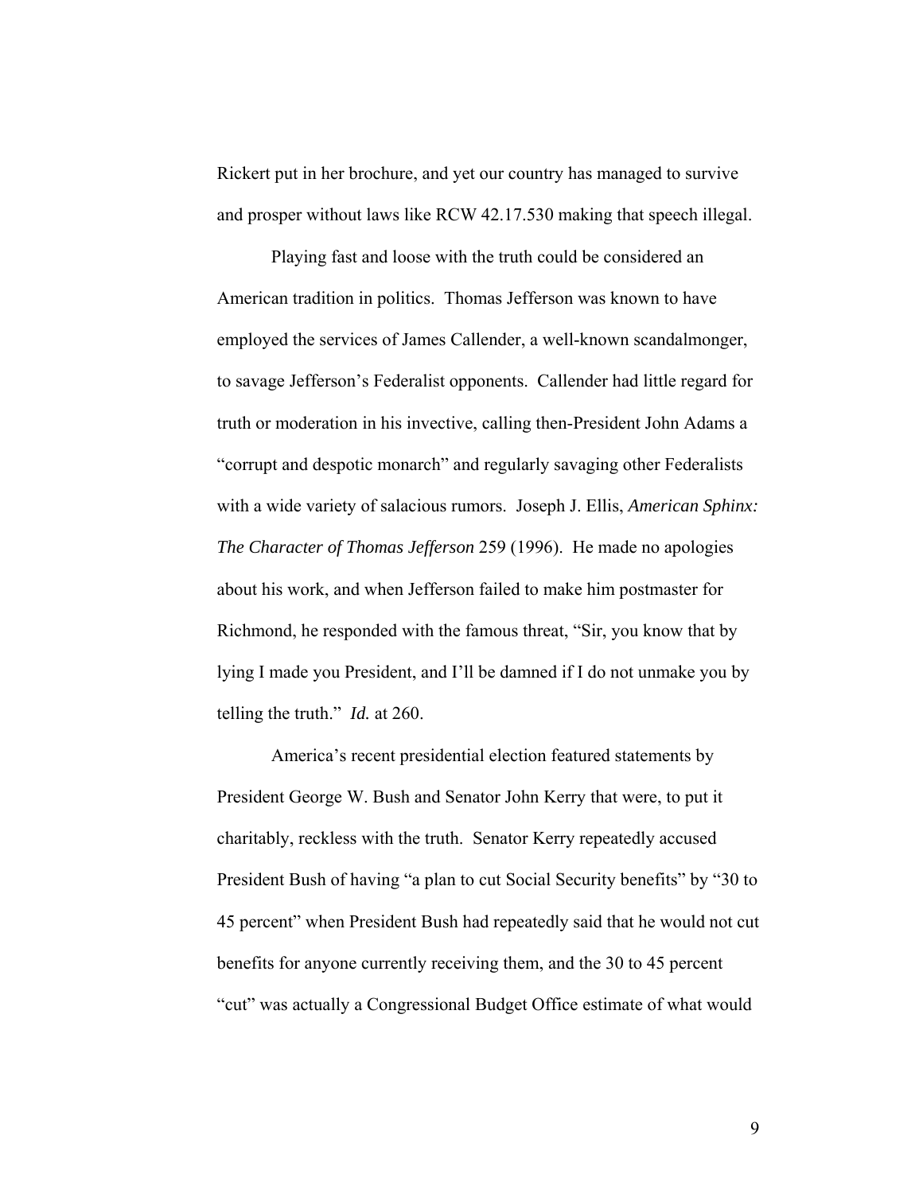Rickert put in her brochure, and yet our country has managed to survive and prosper without laws like RCW 42.17.530 making that speech illegal.

Playing fast and loose with the truth could be considered an American tradition in politics. Thomas Jefferson was known to have employed the services of James Callender, a well-known scandalmonger, to savage Jefferson's Federalist opponents. Callender had little regard for truth or moderation in his invective, calling then-President John Adams a "corrupt and despotic monarch" and regularly savaging other Federalists with a wide variety of salacious rumors. Joseph J. Ellis, *American Sphinx: The Character of Thomas Jefferson* 259 (1996). He made no apologies about his work, and when Jefferson failed to make him postmaster for Richmond, he responded with the famous threat, "Sir, you know that by lying I made you President, and I'll be damned if I do not unmake you by telling the truth." *Id.* at 260.

America's recent presidential election featured statements by President George W. Bush and Senator John Kerry that were, to put it charitably, reckless with the truth. Senator Kerry repeatedly accused President Bush of having "a plan to cut Social Security benefits" by "30 to 45 percent" when President Bush had repeatedly said that he would not cut benefits for anyone currently receiving them, and the 30 to 45 percent "cut" was actually a Congressional Budget Office estimate of what would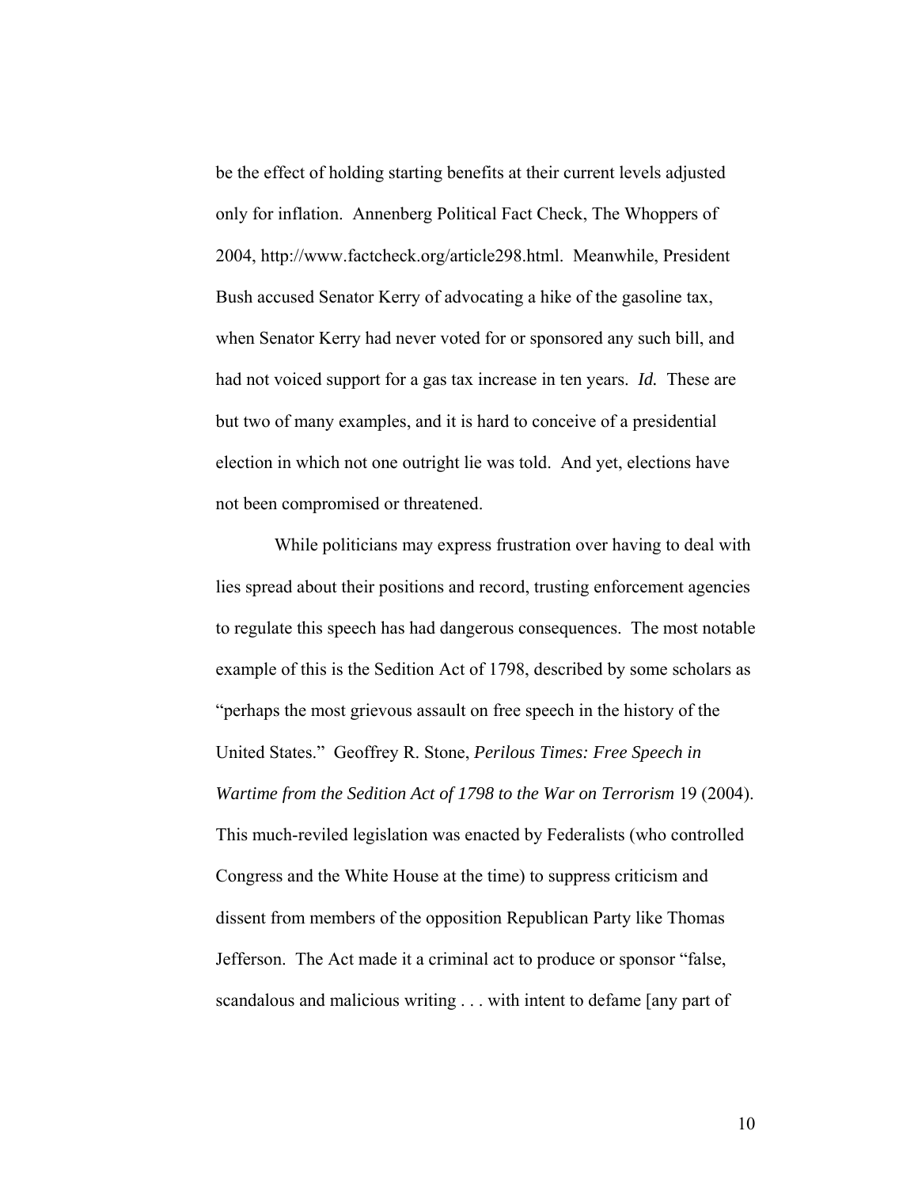be the effect of holding starting benefits at their current levels adjusted only for inflation. Annenberg Political Fact Check, The Whoppers of 2004, http://www.factcheck.org/article298.html. Meanwhile, President Bush accused Senator Kerry of advocating a hike of the gasoline tax, when Senator Kerry had never voted for or sponsored any such bill, and had not voiced support for a gas tax increase in ten years. ***Id.*** These are but two of many examples, and it is hard to conceive of a presidential election in which not one outright lie was told. And yet, elections have not been compromised or threatened.

While politicians may express frustration over having to deal with lies spread about their positions and record, trusting enforcement agencies to regulate this speech has had dangerous consequences. The most notable example of this is the Sedition Act of 1798, described by some scholars as "perhaps the most grievous assault on free speech in the history of the United States." Geoffrey R. Stone, *Perilous Times: Free Speech in Wartime from the Sedition Act of 1798 to the War on Terrorism* 19 (2004). This much-reviled legislation was enacted by Federalists (who controlled Congress and the White House at the time) to suppress criticism and dissent from members of the opposition Republican Party like Thomas Jefferson. The Act made it a criminal act to produce or sponsor "false, scandalous and malicious writing . . . with intent to defame [any part of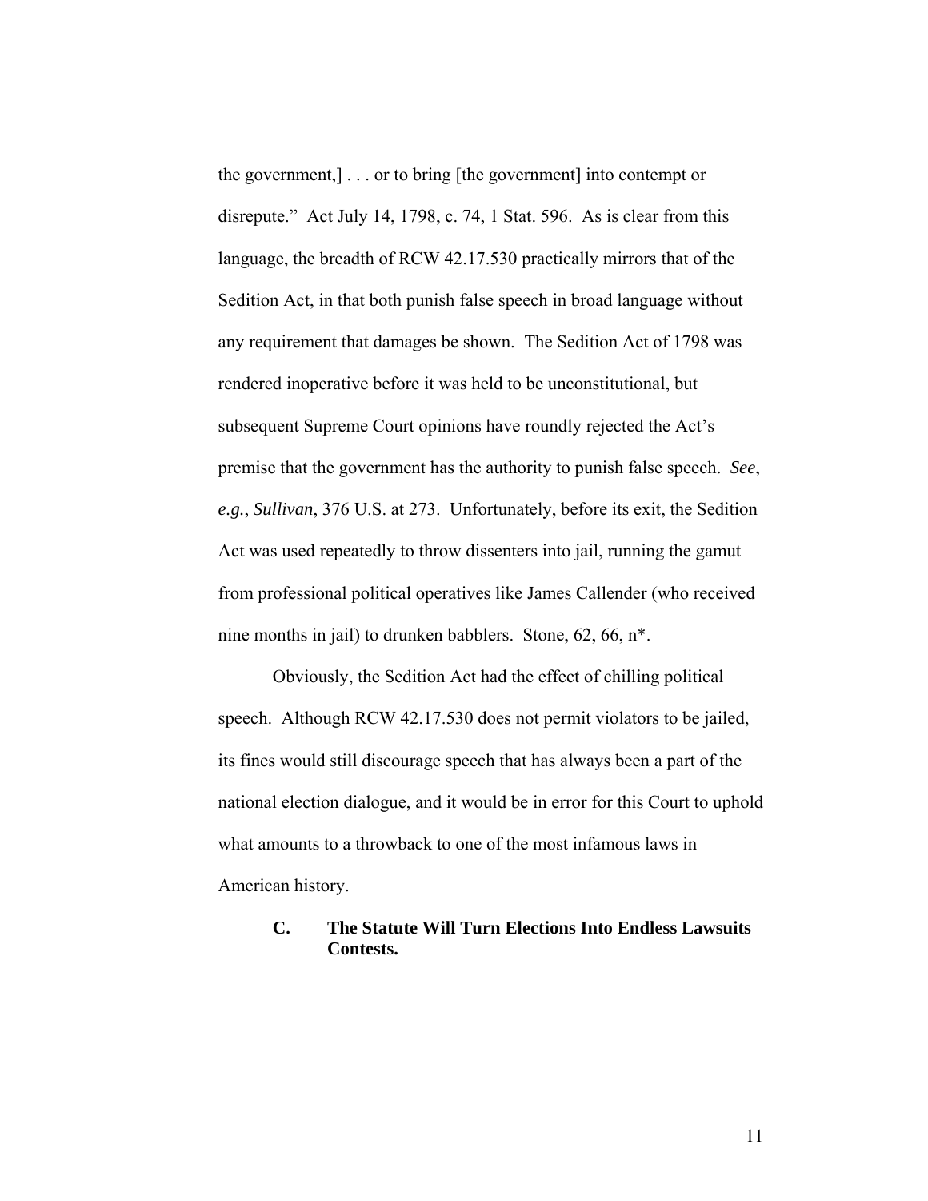the government,] . . . or to bring [the government] into contempt or disrepute." Act July 14, 1798, c. 74, 1 Stat. 596. As is clear from this language, the breadth of RCW 42.17.530 practically mirrors that of the Sedition Act, in that both punish false speech in broad language without any requirement that damages be shown. The Sedition Act of 1798 was rendered inoperative before it was held to be unconstitutional, but subsequent Supreme Court opinions have roundly rejected the Act's premise that the government has the authority to punish false speech. *See*, *e.g.*, *Sullivan*, 376 U.S. at 273. Unfortunately, before its exit, the Sedition Act was used repeatedly to throw dissenters into jail, running the gamut from professional political operatives like James Callender (who received nine months in jail) to drunken babblers. Stone, 62, 66, n*.

Obviously, the Sedition Act had the effect of chilling political speech. Although RCW 42.17.530 does not permit violators to be jailed, its fines would still discourage speech that has always been a part of the national election dialogue, and it would be in error for this Court to uphold what amounts to a throwback to one of the most infamous laws in American history.

### C. The Statute Will Turn Elections Into Endless Lawsuits Contests.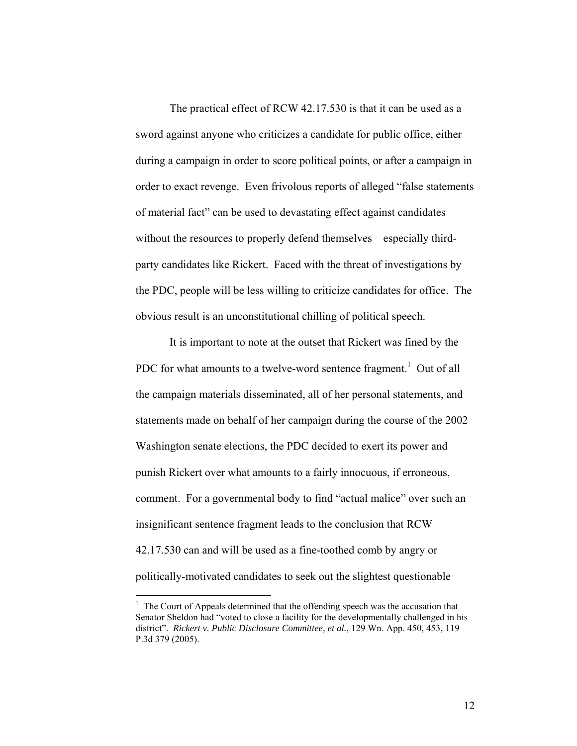The practical effect of RCW 42.17.530 is that it can be used as a sword against anyone who criticizes a candidate for public office, either during a campaign in order to score political points, or after a campaign in order to exact revenge. Even frivolous reports of alleged "false statements of material fact" can be used to devastating effect against candidates without the resources to properly defend themselves—especially third-party candidates like Rickert. Faced with the threat of investigations by the PDC, people will be less willing to criticize candidates for office. The obvious result is an unconstitutional chilling of political speech.

It is important to note at the outset that Rickert was fined by the PDC for what amounts to a twelve-word sentence fragment.[1] Out of all the campaign materials disseminated, all of her personal statements, and statements made on behalf of her campaign during the course of the 2002 Washington senate elections, the PDC decided to exert its power and punish Rickert over what amounts to a fairly innocuous, if erroneous, comment. For a governmental body to find "actual malice" over such an insignificant sentence fragment leads to the conclusion that RCW 42.17.530 can and will be used as a fine-toothed comb by angry or politically-motivated candidates to seek out the slightest questionable

---

[1] The Court of Appeals determined that the offending speech was the accusation that Senator Sheldon had "voted to close a facility for the developmentally challenged in his district". *Rickert v. Public Disclosure Committee, et al.*, 129 Wn. App. 450, 453, 119 P.3d 379 (2005).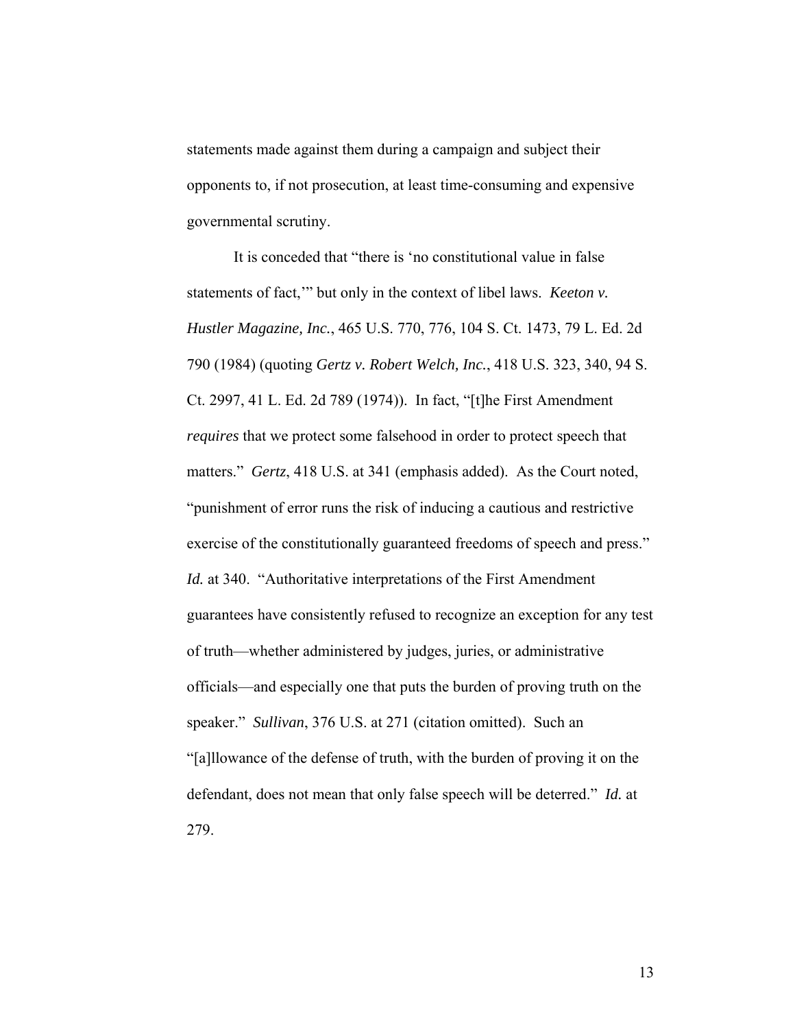statements made against them during a campaign and subject their opponents to, if not prosecution, at least time-consuming and expensive governmental scrutiny.

It is conceded that "there is 'no constitutional value in false statements of fact,'" but only in the context of libel laws. *Keeton v. Hustler Magazine, Inc.*, 465 U.S. 770, 776, 104 S. Ct. 1473, 79 L. Ed. 2d 790 (1984) (quoting *Gertz v. Robert Welch, Inc.*, 418 U.S. 323, 340, 94 S. Ct. 2997, 41 L. Ed. 2d 789 (1974)). In fact, "[t]he First Amendment *requires* that we protect some falsehood in order to protect speech that matters." *Gertz*, 418 U.S. at 341 (emphasis added). As the Court noted, "punishment of error runs the risk of inducing a cautious and restrictive exercise of the constitutionally guaranteed freedoms of speech and press." *Id.* at 340. "Authoritative interpretations of the First Amendment guarantees have consistently refused to recognize an exception for any test of truth—whether administered by judges, juries, or administrative officials—and especially one that puts the burden of proving truth on the speaker." *Sullivan*, 376 U.S. at 271 (citation omitted). Such an "[a]llowance of the defense of truth, with the burden of proving it on the defendant, does not mean that only false speech will be deterred." *Id.* at 279.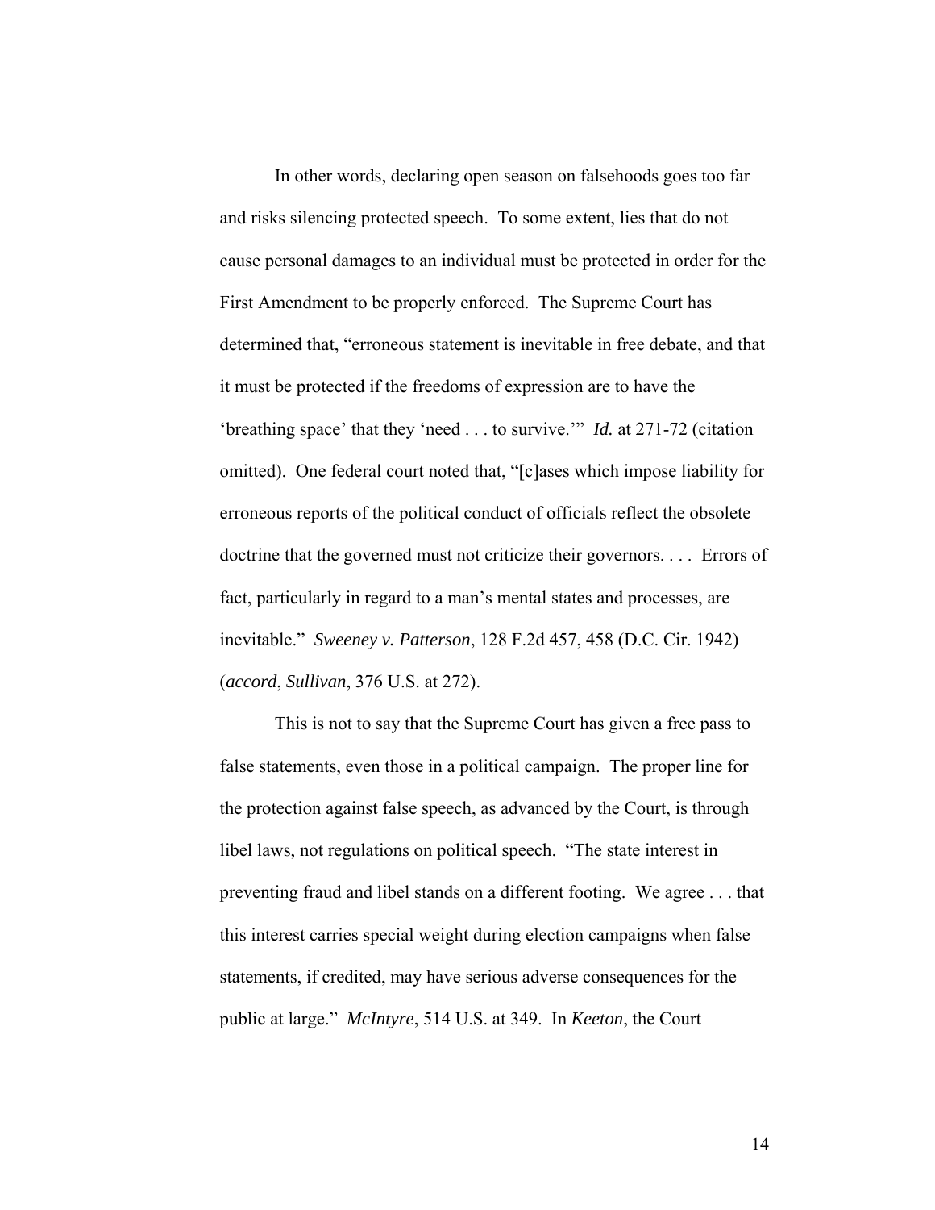In other words, declaring open season on falsehoods goes too far and risks silencing protected speech. To some extent, lies that do not cause personal damages to an individual must be protected in order for the First Amendment to be properly enforced. The Supreme Court has determined that, "erroneous statement is inevitable in free debate, and that it must be protected if the freedoms of expression are to have the 'breathing space' that they 'need . . . to survive.'" *Id.* at 271-72 (citation omitted). One federal court noted that, "[c]ases which impose liability for erroneous reports of the political conduct of officials reflect the obsolete doctrine that the governed must not criticize their governors. . . . Errors of fact, particularly in regard to a man's mental states and processes, are inevitable." *Sweeney v. Patterson*, 128 F.2d 457, 458 (D.C. Cir. 1942) (*accord*, *Sullivan*, 376 U.S. at 272).

This is not to say that the Supreme Court has given a free pass to false statements, even those in a political campaign. The proper line for the protection against false speech, as advanced by the Court, is through libel laws, not regulations on political speech. "The state interest in preventing fraud and libel stands on a different footing. We agree . . . that this interest carries special weight during election campaigns when false statements, if credited, may have serious adverse consequences for the public at large." *McIntyre*, 514 U.S. at 349. In *Keeton*, the Court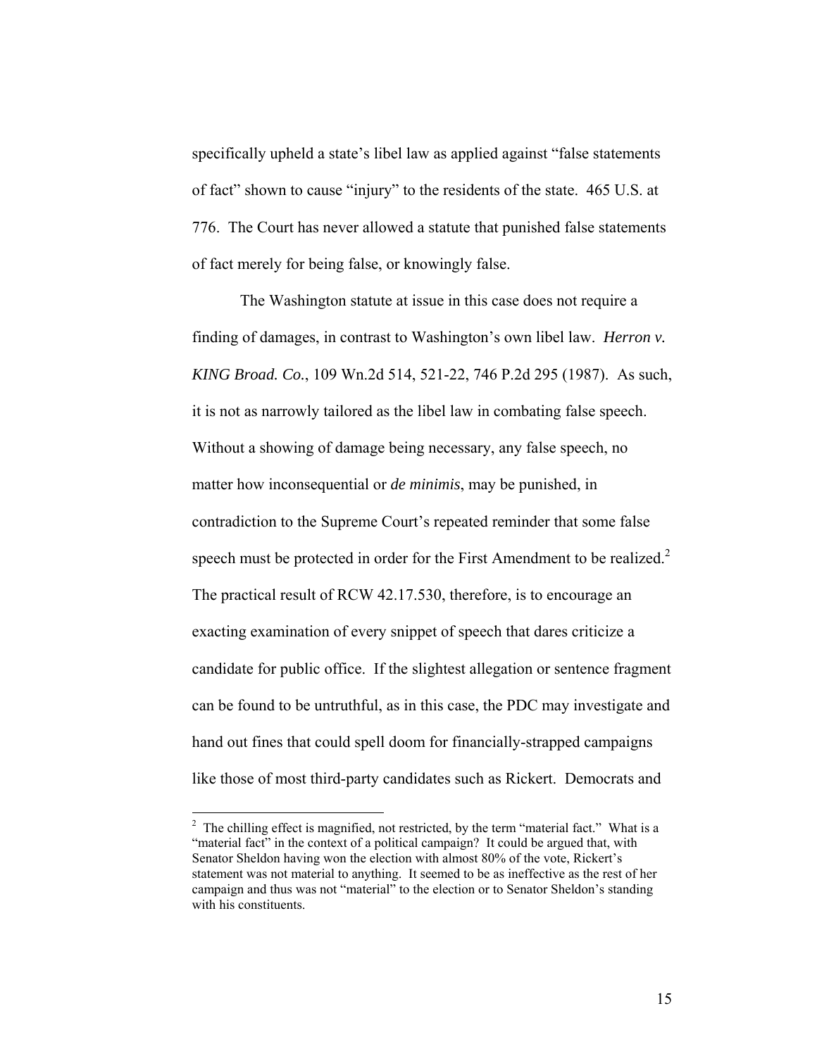specifically upheld a state's libel law as applied against "false statements of fact" shown to cause "injury" to the residents of the state. 465 U.S. at 776. The Court has never allowed a statute that punished false statements of fact merely for being false, or knowingly false.

The Washington statute at issue in this case does not require a finding of damages, in contrast to Washington's own libel law. *Herron v. KING Broad. Co.*, 109 Wn.2d 514, 521-22, 746 P.2d 295 (1987). As such, it is not as narrowly tailored as the libel law in combating false speech. Without a showing of damage being necessary, any false speech, no matter how inconsequential or *de minimis*, may be punished, in contradiction to the Supreme Court's repeated reminder that some false speech must be protected in order for the First Amendment to be realized.[2] The practical result of RCW 42.17.530, therefore, is to encourage an exacting examination of every snippet of speech that dares criticize a candidate for public office. If the slightest allegation or sentence fragment can be found to be untruthful, as in this case, the PDC may investigate and hand out fines that could spell doom for financially-strapped campaigns like those of most third-party candidates such as Rickert. Democrats and

---

[2] The chilling effect is magnified, not restricted, by the term "material fact." What is a "material fact" in the context of a political campaign? It could be argued that, with Senator Sheldon having won the election with almost 80% of the vote, Rickert's statement was not material to anything. It seemed to be as ineffective as the rest of her campaign and thus was not "material" to the election or to Senator Sheldon's standing with his constituents.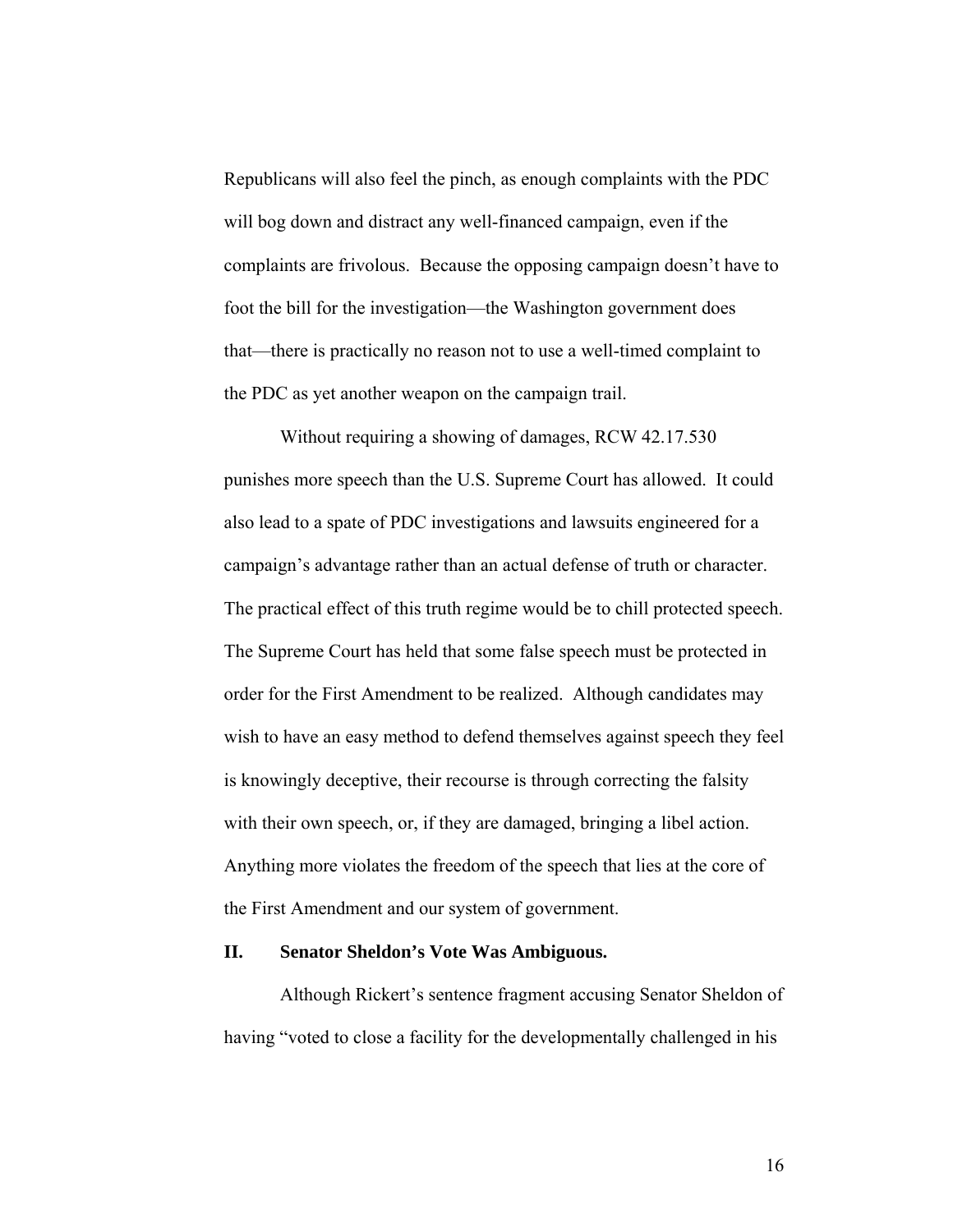Republicans will also feel the pinch, as enough complaints with the PDC will bog down and distract any well-financed campaign, even if the complaints are frivolous. Because the opposing campaign doesn't have to foot the bill for the investigation—the Washington government does that—there is practically no reason not to use a well-timed complaint to the PDC as yet another weapon on the campaign trail.

Without requiring a showing of damages, RCW 42.17.530 punishes more speech than the U.S. Supreme Court has allowed. It could also lead to a spate of PDC investigations and lawsuits engineered for a campaign's advantage rather than an actual defense of truth or character. The practical effect of this truth regime would be to chill protected speech. The Supreme Court has held that some false speech must be protected in order for the First Amendment to be realized. Although candidates may wish to have an easy method to defend themselves against speech they feel is knowingly deceptive, their recourse is through correcting the falsity with their own speech, or, if they are damaged, bringing a libel action. Anything more violates the freedom of the speech that lies at the core of the First Amendment and our system of government.

## II. Senator Sheldon's Vote Was Ambiguous.

Although Rickert's sentence fragment accusing Senator Sheldon of having "voted to close a facility for the developmentally challenged in his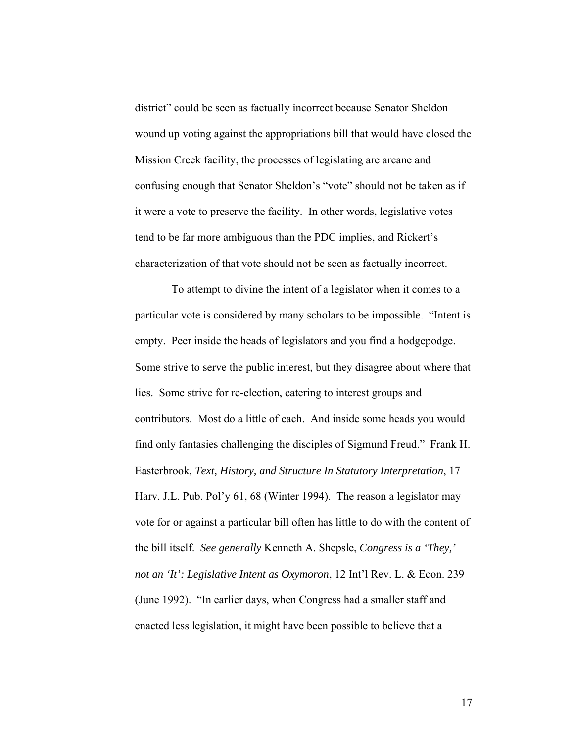district" could be seen as factually incorrect because Senator Sheldon wound up voting against the appropriations bill that would have closed the Mission Creek facility, the processes of legislating are arcane and confusing enough that Senator Sheldon's "vote" should not be taken as if it were a vote to preserve the facility. In other words, legislative votes tend to be far more ambiguous than the PDC implies, and Rickert's characterization of that vote should not be seen as factually incorrect.

To attempt to divine the intent of a legislator when it comes to a particular vote is considered by many scholars to be impossible. "Intent is empty. Peer inside the heads of legislators and you find a hodgepodge. Some strive to serve the public interest, but they disagree about where that lies. Some strive for re-election, catering to interest groups and contributors. Most do a little of each. And inside some heads you would find only fantasies challenging the disciples of Sigmund Freud." Frank H. Easterbrook, *Text, History, and Structure In Statutory Interpretation*, 17 Harv. J.L. Pub. Pol'y 61, 68 (Winter 1994). The reason a legislator may vote for or against a particular bill often has little to do with the content of the bill itself. *See generally* Kenneth A. Shepsle, *Congress is a 'They,' not an 'It': Legislative Intent as Oxymoron*, 12 Int'l Rev. L. & Econ. 239 (June 1992). "In earlier days, when Congress had a smaller staff and enacted less legislation, it might have been possible to believe that a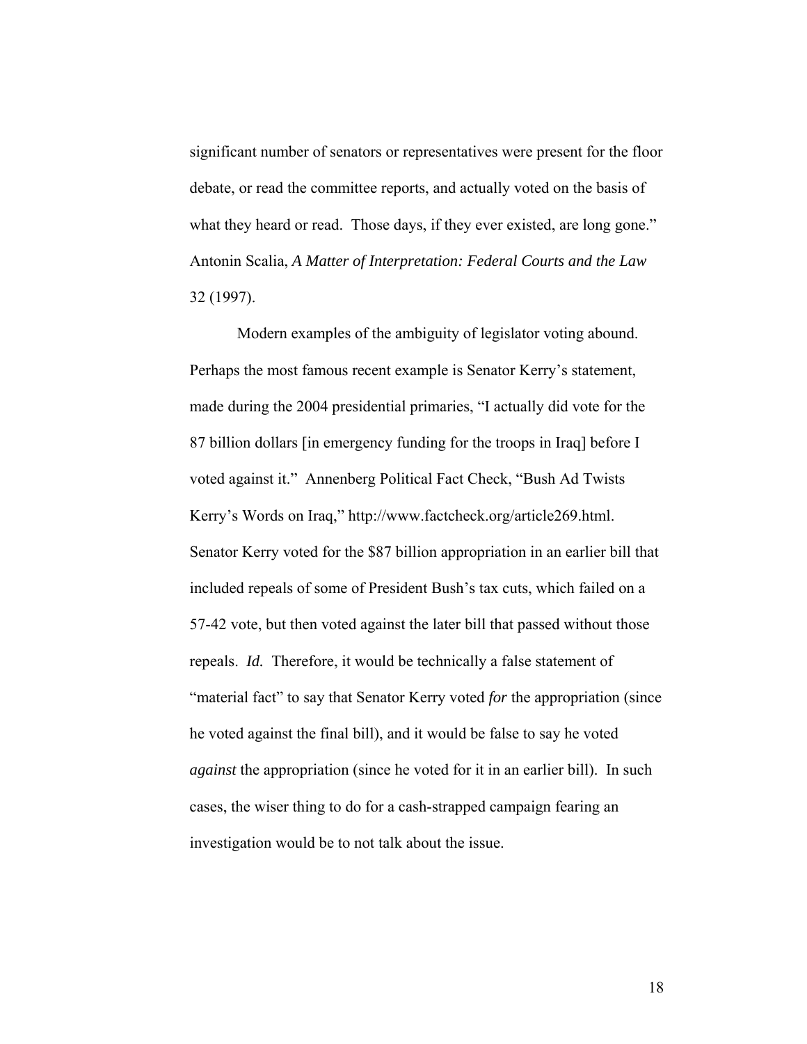significant number of senators or representatives were present for the floor debate, or read the committee reports, and actually voted on the basis of what they heard or read. Those days, if they ever existed, are long gone." Antonin Scalia, *A Matter of Interpretation: Federal Courts and the Law* 32 (1997).

Modern examples of the ambiguity of legislator voting abound. Perhaps the most famous recent example is Senator Kerry's statement, made during the 2004 presidential primaries, "I actually did vote for the 87 billion dollars [in emergency funding for the troops in Iraq] before I voted against it." Annenberg Political Fact Check, "Bush Ad Twists Kerry's Words on Iraq," http://www.factcheck.org/article269.html. Senator Kerry voted for the $87 billion appropriation in an earlier bill that included repeals of some of President Bush's tax cuts, which failed on a 57-42 vote, but then voted against the later bill that passed without those repeals. *Id.* Therefore, it would be technically a false statement of "material fact" to say that Senator Kerry voted *for* the appropriation (since he voted against the final bill), and it would be false to say he voted *against* the appropriation (since he voted for it in an earlier bill). In such cases, the wiser thing to do for a cash-strapped campaign fearing an investigation would be to not talk about the issue.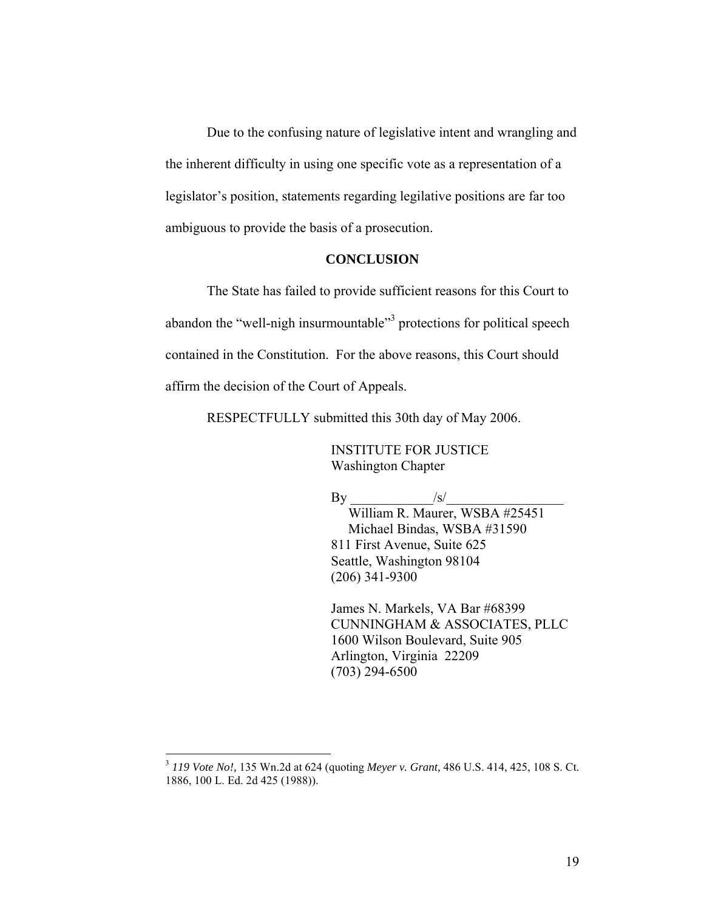Due to the confusing nature of legislative intent and wrangling and the inherent difficulty in using one specific vote as a representation of a legislator's position, statements regarding legitive positions are far too ambiguous to provide the basis of a prosecution.

## CONCLUSION

The State has failed to provide sufficient reasons for this Court to abandon the "well-nigh insurmountable"[3] protections for political speech contained in the Constitution. For the above reasons, this Court should affirm the decision of the Court of Appeals.

RESPECTFULLY submitted this 30th day of May 2006.

INSTITUTE FOR JUSTICE
Washington Chapter

By ____________/s/_________________
William R. Maurer, WSBA #25451
Michael Bindas, WSBA #31590
811 First Avenue, Suite 625
Seattle, Washington 98104
(206) 341-9300

James N. Markels, VA Bar #68399
CUNNINGHAM & ASSOCIATES, PLLC
1600 Wilson Boulevard, Suite 905
Arlington, Virginia 22209
(703) 294-6500

---

[3] *119 Vote No!,* 135 Wn.2d at 624 (quoting *Meyer v. Grant,* 486 U.S. 414, 425, 108 S. Ct. 1886, 100 L. Ed. 2d 425 (1988)).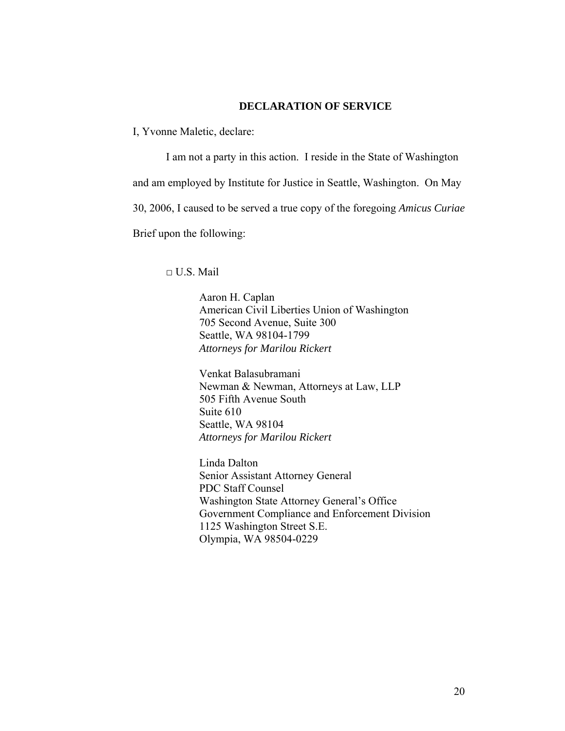## DECLARATION OF SERVICE

I, Yvonne Maletic, declare:

I am not a party in this action. I reside in the State of Washington and am employed by Institute for Justice in Seattle, Washington. On May 30, 2006, I caused to be served a true copy of the foregoing *Amicus Curiae* Brief upon the following:

□ U.S. Mail

Aaron H. Caplan
American Civil Liberties Union of Washington
705 Second Avenue, Suite 300
Seattle, WA 98104-1799
*Attorneys for Marilou Rickert*

Venkat Balasubramani
Newman & Newman, Attorneys at Law, LLP
505 Fifth Avenue South
Suite 610
Seattle, WA 98104
*Attorneys for Marilou Rickert*

Linda Dalton
Senior Assistant Attorney General
PDC Staff Counsel
Washington State Attorney General's Office
Government Compliance and Enforcement Division
1125 Washington Street S.E.
Olympia, WA 98504-0229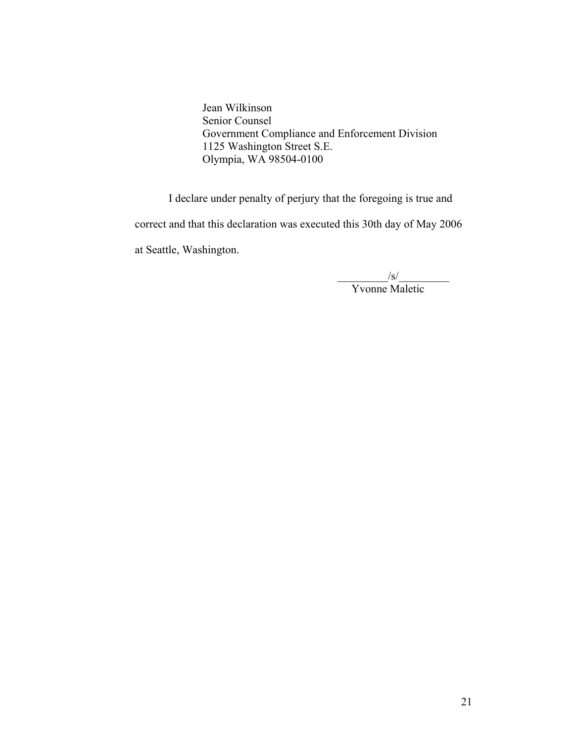Jean Wilkinson
Senior Counsel
Government Compliance and Enforcement Division
1125 Washington Street S.E.
Olympia, WA 98504-0100

I declare under penalty of perjury that the foregoing is true and correct and that this declaration was executed this 30th day of May 2006 at Seattle, Washington.

_________/s/_________
Yvonne Maletic